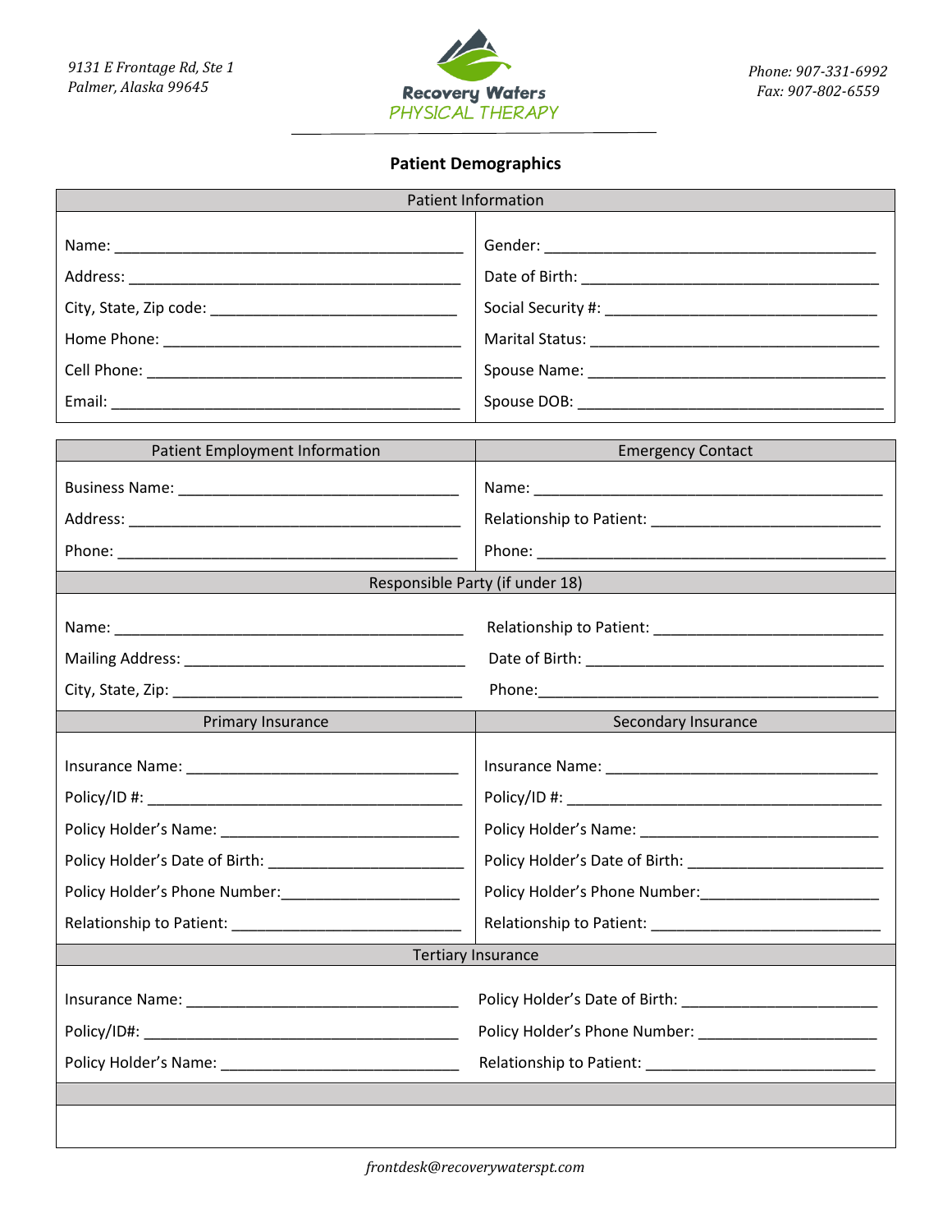9131 E Frontage Rd, Ste 1
Palmer, Alaska 99645

**Recovery Waters**
PHYSICAL THERAPY

Phone: 907-331-6992
Fax: 907-802-6559

## Patient Demographics

| Patient Information | |
|---|---|
| Name: ______________________ | Gender: ______________________ |
| Address: ______________________ | Date of Birth: ______________________ |
| City, State, Zip code: ______________________ | Social Security #: ______________________ |
| Home Phone: ______________________ | Marital Status: ______________________ |
| Cell Phone: ______________________ | Spouse Name: ______________________ |
| Email: ______________________ | Spouse DOB: ______________________ |

| Patient Employment Information | Emergency Contact |
|---|---|
| Business Name: ______________________ | Name: ______________________ |
| Address: ______________________ | Relationship to Patient: ______________________ |
| Phone: ______________________ | Phone: ______________________ |

| Responsible Party (if under 18) | |
|---|---|
| Name: ______________________ | Relationship to Patient: ______________________ |
| Mailing Address: ______________________ | Date of Birth: ______________________ |
| City, State, Zip: ______________________ | Phone: ______________________ |

| Primary Insurance | Secondary Insurance |
|---|---|
| Insurance Name: ______________________ | Insurance Name: ______________________ |
| Policy/ID #: ______________________ | Policy/ID #: ______________________ |
| Policy Holder's Name: ______________________ | Policy Holder's Name: ______________________ |
| Policy Holder's Date of Birth: ______________________ | Policy Holder's Date of Birth: ______________________ |
| Policy Holder's Phone Number: ______________________ | Policy Holder's Phone Number: ______________________ |
| Relationship to Patient: ______________________ | Relationship to Patient: ______________________ |

| Tertiary Insurance | |
|---|---|
| Insurance Name: ______________________ | Policy Holder's Date of Birth: ______________________ |
| Policy/ID#: ______________________ | Policy Holder's Phone Number: ______________________ |
| Policy Holder's Name: ______________________ | Relationship to Patient: ______________________ |

*frontdesk@recoverywaterspt.com*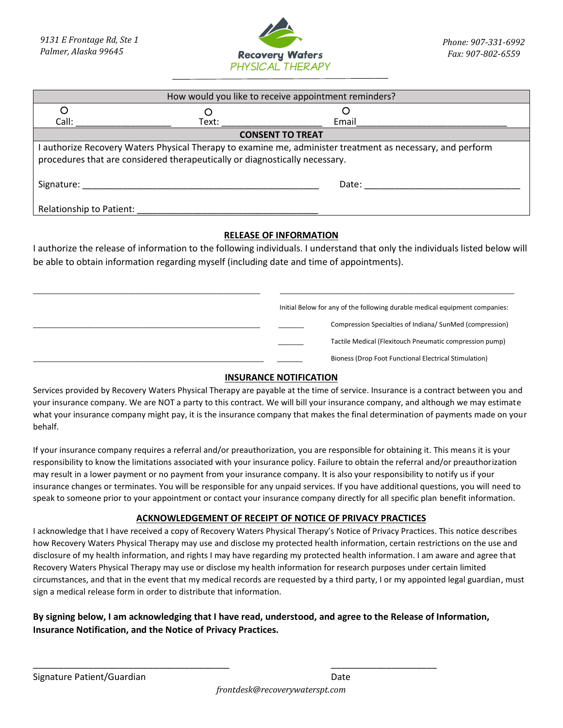9131 E Frontage Rd, Ste 1
Palmer, Alaska 99645

**Recovery Waters**
PHYSICAL THERAPY

Phone: 907-331-6992
Fax: 907-802-6559

| How would you like to receive appointment reminders? | | |
|---|---|---|
| O Call: ___________________ | O Text: ____________________ | O Email______________________________ |

**CONSENT TO TREAT**

I authorize Recovery Waters Physical Therapy to examine me, administer treatment as necessary, and perform procedures that are considered therapeutically or diagnostically necessary.

Signature: ________________________________________________ Date: _______________________________

Relationship to Patient: ___________________________________

## RELEASE OF INFORMATION

I authorize the release of information to the following individuals. I understand that only the individuals listed below will be able to obtain information regarding myself (including date and time of appointments).

______________________________________________ ______________________________________________

Initial Below for any of the following durable medical equipment companies:

______________________________________________ ______ Compression Specialties of Indiana/ SunMed (compression)

______ Tactile Medical (Flexitouch Pneumatic compression pump)

______________________________________________ ______ Bioness (Drop Foot Functional Electrical Stimulation)

## INSURANCE NOTIFICATION

Services provided by Recovery Waters Physical Therapy are payable at the time of service. Insurance is a contract between you and your insurance company. We are NOT a party to this contract. We will bill your insurance company, and although we may estimate what your insurance company might pay, it is the insurance company that makes the final determination of payments made on your behalf.

If your insurance company requires a referral and/or preauthorization, you are responsible for obtaining it. This means it is your responsibility to know the limitations associated with your insurance policy. Failure to obtain the referral and/or preauthorization may result in a lower payment or no payment from your insurance company. It is also your responsibility to notify us if your insurance changes or terminates. You will be responsible for any unpaid services. If you have additional questions, you will need to speak to someone prior to your appointment or contact your insurance company directly for all specific plan benefit information.

## ACKNOWLEDGEMENT OF RECEIPT OF NOTICE OF PRIVACY PRACTICES

I acknowledge that I have received a copy of Recovery Waters Physical Therapy's Notice of Privacy Practices. This notice describes how Recovery Waters Physical Therapy may use and disclose my protected health information, certain restrictions on the use and disclosure of my health information, and rights I may have regarding my protected health information. I am aware and agree that Recovery Waters Physical Therapy may use or disclose my health information for research purposes under certain limited circumstances, and that in the event that my medical records are requested by a third party, I or my appointed legal guardian, must sign a medical release form in order to distribute that information.

**By signing below, I am acknowledging that I have read, understood, and agree to the Release of Information, Insurance Notification, and the Notice of Privacy Practices.**

________________________________________ ______________________

Signature Patient/Guardian Date

*frontdesk@recoverywaterspt.com*